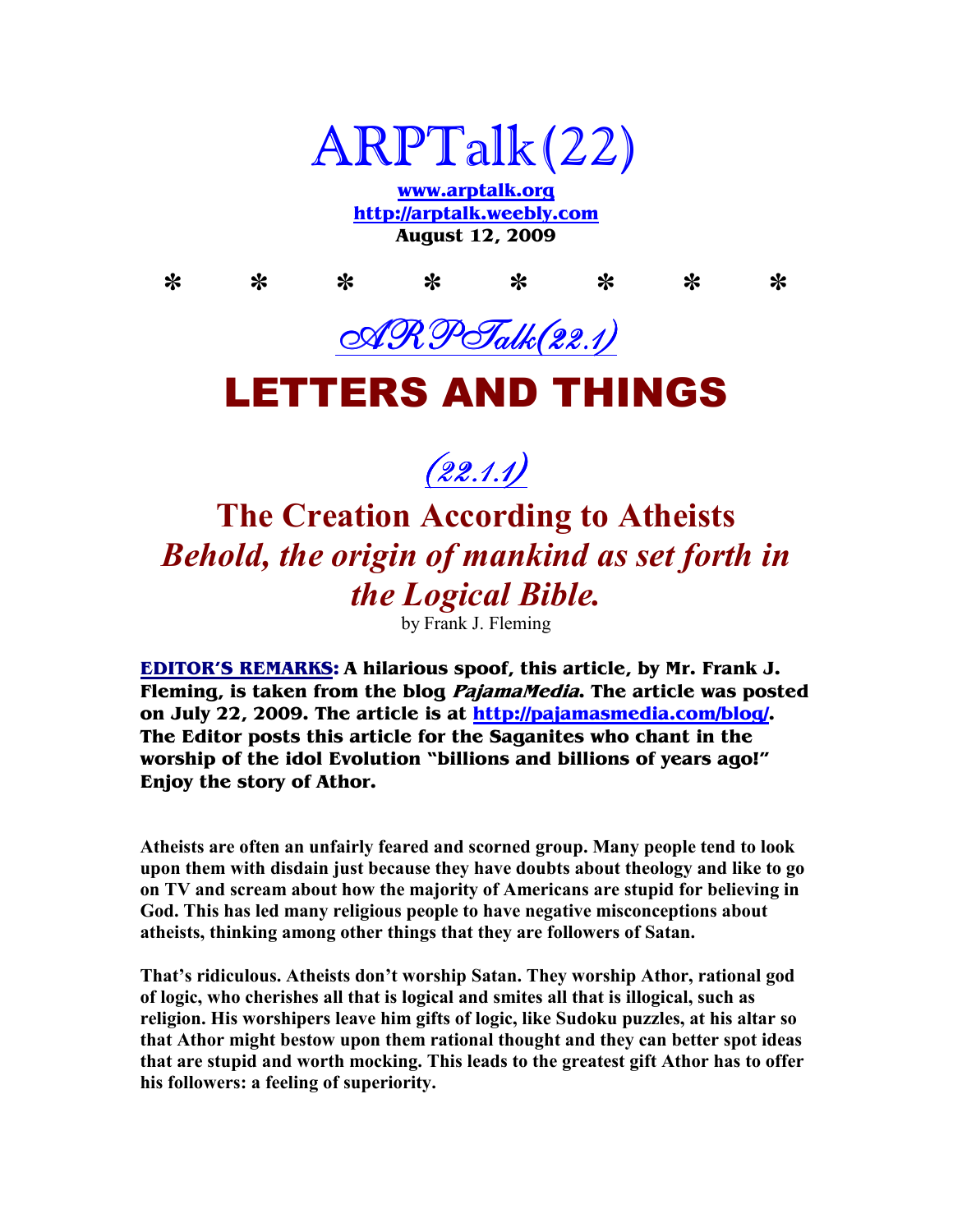# ARPTalk(22)

**www.arptalk.org**
**http://arptalk.weebly.com**
**August 12, 2009**

\*    \*    \*    \*    \*    \*    \*    \*

## ARPTalk(22.1)

# LETTERS AND THINGS

### (22.1.1)

## The Creation According to Atheists
## *Behold, the origin of mankind as set forth in the Logical Bible.*

by Frank J. Fleming

**EDITOR'S REMARKS: A hilarious spoof, this article, by Mr. Frank J. Fleming, is taken from the blog *PajamaMedia*. The article was posted on July 22, 2009. The article is at http://pajamasmedia.com/blog/. The Editor posts this article for the Saganites who chant in the worship of the idol Evolution "billions and billions of years ago!" Enjoy the story of Athor.**

**Atheists are often an unfairly feared and scorned group. Many people tend to look upon them with disdain just because they have doubts about theology and like to go on TV and scream about how the majority of Americans are stupid for believing in God. This has led many religious people to have negative misconceptions about atheists, thinking among other things that they are followers of Satan.**

**That's ridiculous. Atheists don't worship Satan. They worship Athor, rational god of logic, who cherishes all that is logical and smites all that is illogical, such as religion. His worshipers leave him gifts of logic, like Sudoku puzzles, at his altar so that Athor might bestow upon them rational thought and they can better spot ideas that are stupid and worth mocking. This leads to the greatest gift Athor has to offer his followers: a feeling of superiority.**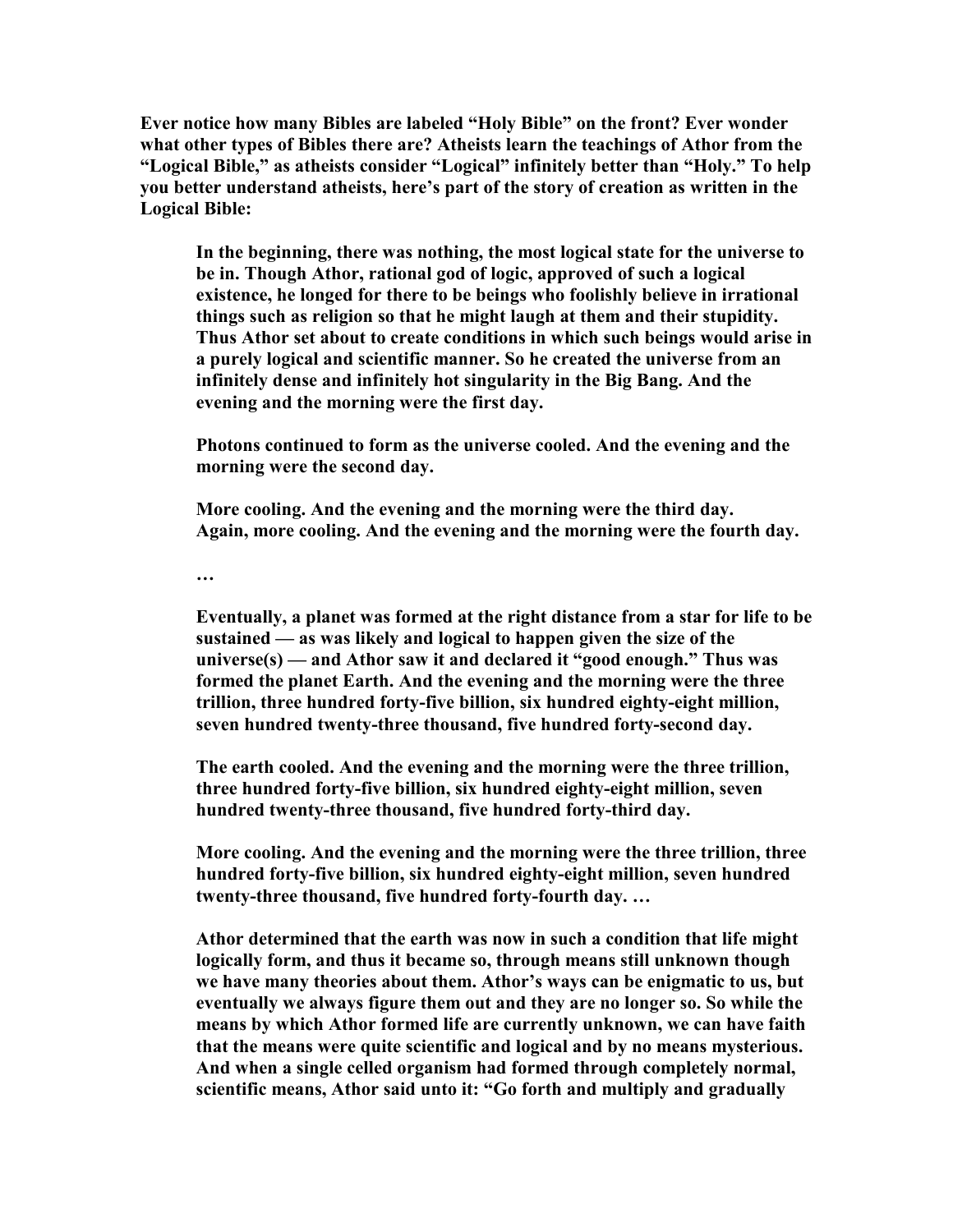**Ever notice how many Bibles are labeled "Holy Bible" on the front? Ever wonder what other types of Bibles there are? Atheists learn the teachings of Athor from the "Logical Bible," as atheists consider "Logical" infinitely better than "Holy." To help you better understand atheists, here's part of the story of creation as written in the Logical Bible:**

> **In the beginning, there was nothing, the most logical state for the universe to be in. Though Athor, rational god of logic, approved of such a logical existence, he longed for there to be beings who foolishly believe in irrational things such as religion so that he might laugh at them and their stupidity. Thus Athor set about to create conditions in which such beings would arise in a purely logical and scientific manner. So he created the universe from an infinitely dense and infinitely hot singularity in the Big Bang. And the evening and the morning were the first day.**
>
> **Photons continued to form as the universe cooled. And the evening and the morning were the second day.**
>
> **More cooling. And the evening and the morning were the third day.**
> **Again, more cooling. And the evening and the morning were the fourth day.**
>
> **…**
>
> **Eventually, a planet was formed at the right distance from a star for life to be sustained — as was likely and logical to happen given the size of the universe(s) — and Athor saw it and declared it "good enough." Thus was formed the planet Earth. And the evening and the morning were the three trillion, three hundred forty-five billion, six hundred eighty-eight million, seven hundred twenty-three thousand, five hundred forty-second day.**
>
> **The earth cooled. And the evening and the morning were the three trillion, three hundred forty-five billion, six hundred eighty-eight million, seven hundred twenty-three thousand, five hundred forty-third day.**
>
> **More cooling. And the evening and the morning were the three trillion, three hundred forty-five billion, six hundred eighty-eight million, seven hundred twenty-three thousand, five hundred forty-fourth day. …**
>
> **Athor determined that the earth was now in such a condition that life might logically form, and thus it became so, through means still unknown though we have many theories about them. Athor's ways can be enigmatic to us, but eventually we always figure them out and they are no longer so. So while the means by which Athor formed life are currently unknown, we can have faith that the means were quite scientific and logical and by no means mysterious. And when a single celled organism had formed through completely normal, scientific means, Athor said unto it: "Go forth and multiply and gradually**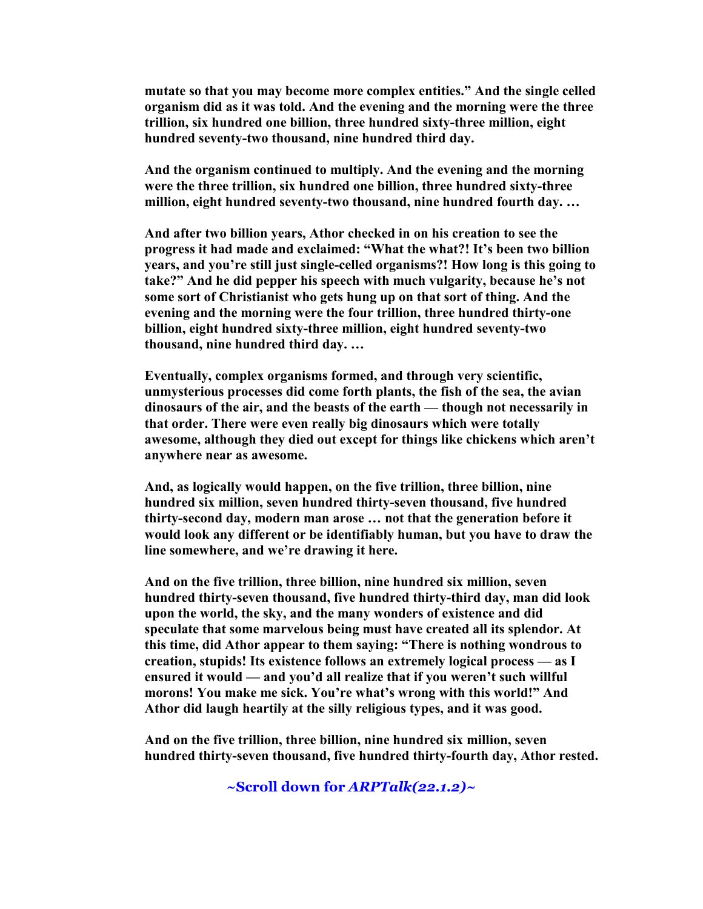**mutate so that you may become more complex entities." And the single celled organism did as it was told. And the evening and the morning were the three trillion, six hundred one billion, three hundred sixty-three million, eight hundred seventy-two thousand, nine hundred third day.**

**And the organism continued to multiply. And the evening and the morning were the three trillion, six hundred one billion, three hundred sixty-three million, eight hundred seventy-two thousand, nine hundred fourth day. …**

**And after two billion years, Athor checked in on his creation to see the progress it had made and exclaimed: "What the what?! It's been two billion years, and you're still just single-celled organisms?! How long is this going to take?" And he did pepper his speech with much vulgarity, because he's not some sort of Christianist who gets hung up on that sort of thing. And the evening and the morning were the four trillion, three hundred thirty-one billion, eight hundred sixty-three million, eight hundred seventy-two thousand, nine hundred third day. …**

**Eventually, complex organisms formed, and through very scientific, unmysterious processes did come forth plants, the fish of the sea, the avian dinosaurs of the air, and the beasts of the earth — though not necessarily in that order. There were even really big dinosaurs which were totally awesome, although they died out except for things like chickens which aren't anywhere near as awesome.**

**And, as logically would happen, on the five trillion, three billion, nine hundred six million, seven hundred thirty-seven thousand, five hundred thirty-second day, modern man arose … not that the generation before it would look any different or be identifiably human, but you have to draw the line somewhere, and we're drawing it here.**

**And on the five trillion, three billion, nine hundred six million, seven hundred thirty-seven thousand, five hundred thirty-third day, man did look upon the world, the sky, and the many wonders of existence and did speculate that some marvelous being must have created all its splendor. At this time, did Athor appear to them saying: "There is nothing wondrous to creation, stupids! Its existence follows an extremely logical process — as I ensured it would — and you'd all realize that if you weren't such willful morons! You make me sick. You're what's wrong with this world!" And Athor did laugh heartily at the silly religious types, and it was good.**

**And on the five trillion, three billion, nine hundred six million, seven hundred thirty-seven thousand, five hundred thirty-fourth day, Athor rested.**

**~Scroll down for *ARPTalk(22.1.2)*~**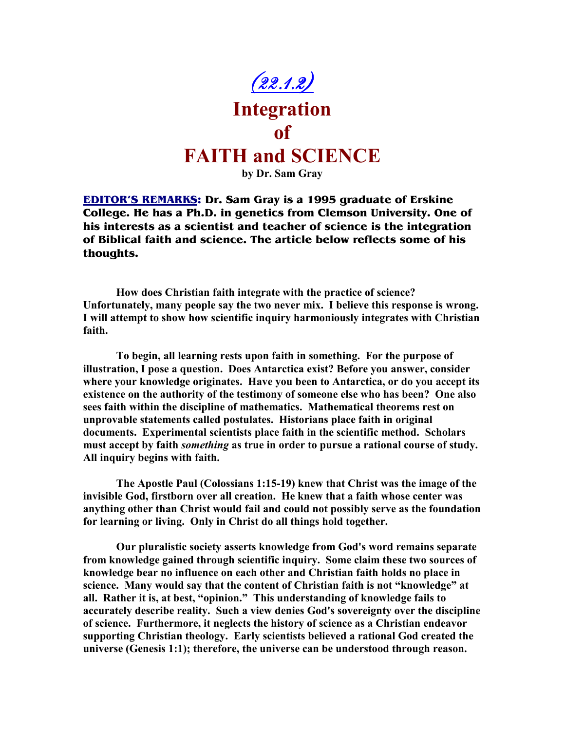*(22.1.2)*

# Integration of FAITH and SCIENCE

**by Dr. Sam Gray**

**EDITOR'S REMARKS: Dr. Sam Gray is a 1995 graduate of Erskine College. He has a Ph.D. in genetics from Clemson University. One of his interests as a scientist and teacher of science is the integration of Biblical faith and science. The article below reflects some of his thoughts.**

**How does Christian faith integrate with the practice of science? Unfortunately, many people say the two never mix. I believe this response is wrong. I will attempt to show how scientific inquiry harmoniously integrates with Christian faith.**

**To begin, all learning rests upon faith in something. For the purpose of illustration, I pose a question. Does Antarctica exist? Before you answer, consider where your knowledge originates. Have you been to Antarctica, or do you accept its existence on the authority of the testimony of someone else who has been? One also sees faith within the discipline of mathematics. Mathematical theorems rest on unprovable statements called postulates. Historians place faith in original documents. Experimental scientists place faith in the scientific method. Scholars must accept by faith *something* as true in order to pursue a rational course of study. All inquiry begins with faith.**

**The Apostle Paul (Colossians 1:15-19) knew that Christ was the image of the invisible God, firstborn over all creation. He knew that a faith whose center was anything other than Christ would fail and could not possibly serve as the foundation for learning or living. Only in Christ do all things hold together.**

**Our pluralistic society asserts knowledge from God's word remains separate from knowledge gained through scientific inquiry. Some claim these two sources of knowledge bear no influence on each other and Christian faith holds no place in science. Many would say that the content of Christian faith is not "knowledge" at all. Rather it is, at best, "opinion." This understanding of knowledge fails to accurately describe reality. Such a view denies God's sovereignty over the discipline of science. Furthermore, it neglects the history of science as a Christian endeavor supporting Christian theology. Early scientists believed a rational God created the universe (Genesis 1:1); therefore, the universe can be understood through reason.**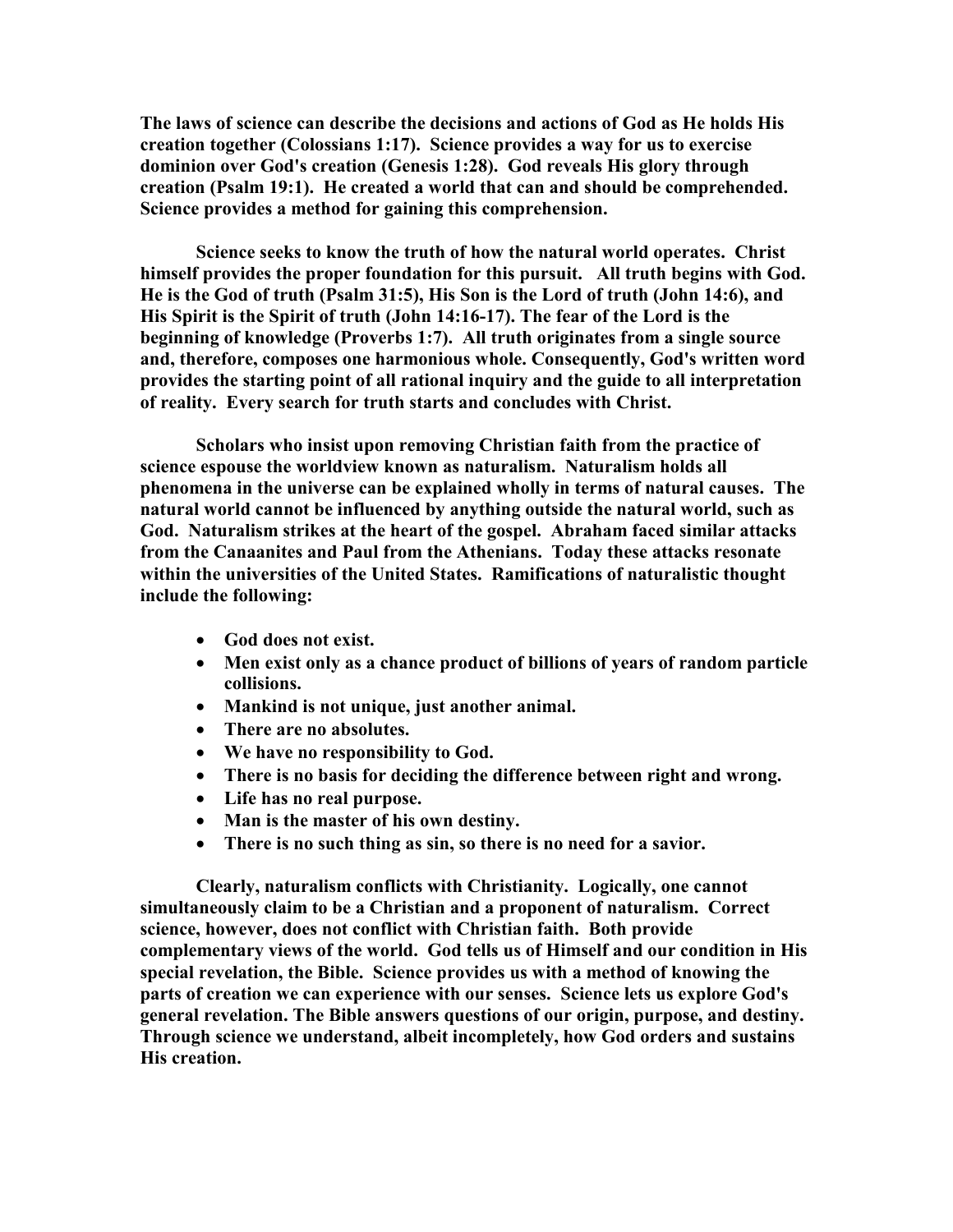**The laws of science can describe the decisions and actions of God as He holds His creation together (Colossians 1:17). Science provides a way for us to exercise dominion over God's creation (Genesis 1:28). God reveals His glory through creation (Psalm 19:1). He created a world that can and should be comprehended. Science provides a method for gaining this comprehension.**

**Science seeks to know the truth of how the natural world operates. Christ himself provides the proper foundation for this pursuit. All truth begins with God. He is the God of truth (Psalm 31:5), His Son is the Lord of truth (John 14:6), and His Spirit is the Spirit of truth (John 14:16-17). The fear of the Lord is the beginning of knowledge (Proverbs 1:7). All truth originates from a single source and, therefore, composes one harmonious whole. Consequently, God's written word provides the starting point of all rational inquiry and the guide to all interpretation of reality. Every search for truth starts and concludes with Christ.**

**Scholars who insist upon removing Christian faith from the practice of science espouse the worldview known as naturalism. Naturalism holds all phenomena in the universe can be explained wholly in terms of natural causes. The natural world cannot be influenced by anything outside the natural world, such as God. Naturalism strikes at the heart of the gospel. Abraham faced similar attacks from the Canaanites and Paul from the Athenians. Today these attacks resonate within the universities of the United States. Ramifications of naturalistic thought include the following:**

- **God does not exist.**
- **Men exist only as a chance product of billions of years of random particle collisions.**
- **Mankind is not unique, just another animal.**
- **There are no absolutes.**
- **We have no responsibility to God.**
- **There is no basis for deciding the difference between right and wrong.**
- **Life has no real purpose.**
- **Man is the master of his own destiny.**
- **There is no such thing as sin, so there is no need for a savior.**

**Clearly, naturalism conflicts with Christianity. Logically, one cannot simultaneously claim to be a Christian and a proponent of naturalism. Correct science, however, does not conflict with Christian faith. Both provide complementary views of the world. God tells us of Himself and our condition in His special revelation, the Bible. Science provides us with a method of knowing the parts of creation we can experience with our senses. Science lets us explore God's general revelation. The Bible answers questions of our origin, purpose, and destiny. Through science we understand, albeit incompletely, how God orders and sustains His creation.**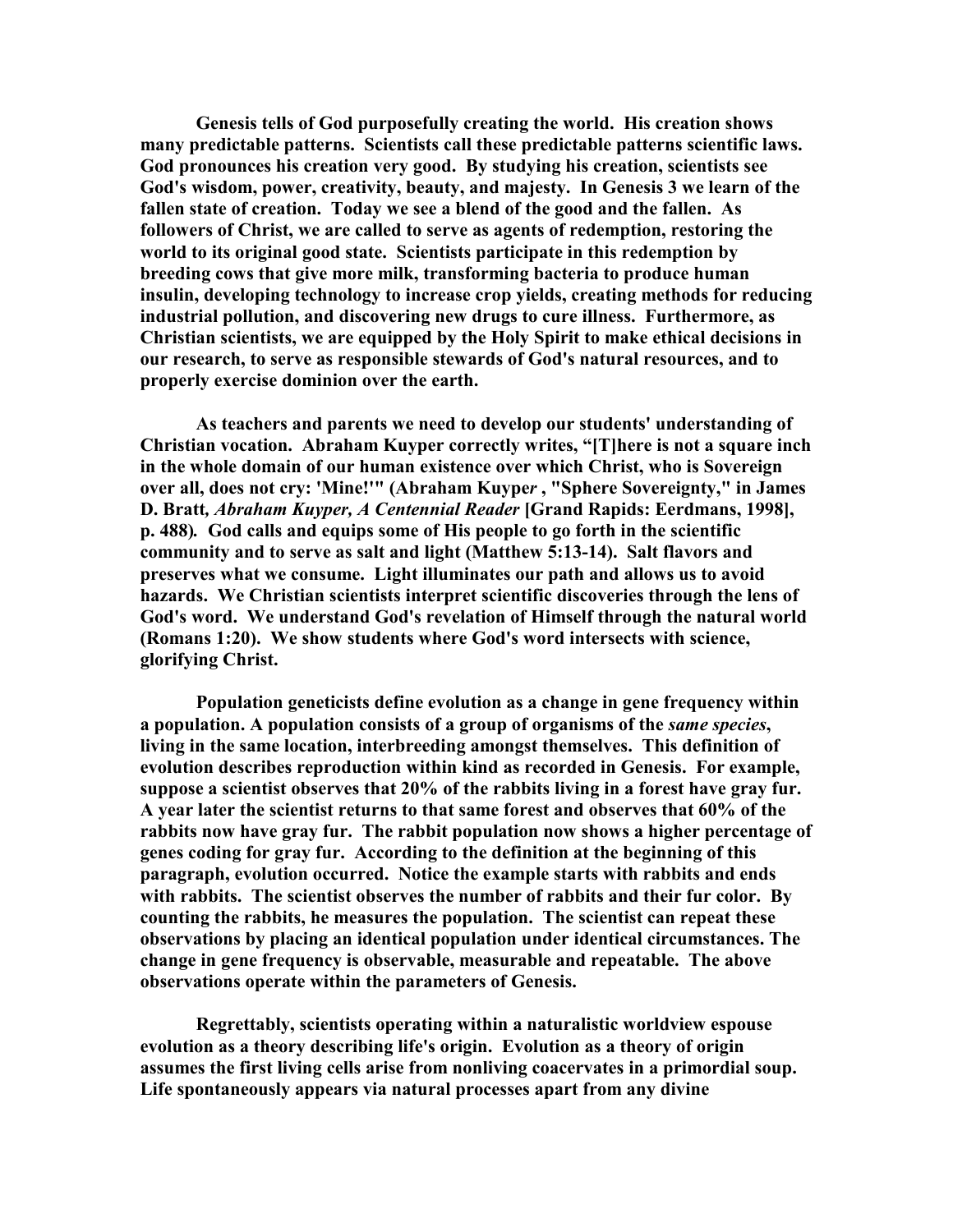**Genesis tells of God purposefully creating the world. His creation shows many predictable patterns. Scientists call these predictable patterns scientific laws. God pronounces his creation very good. By studying his creation, scientists see God's wisdom, power, creativity, beauty, and majesty. In Genesis 3 we learn of the fallen state of creation. Today we see a blend of the good and the fallen. As followers of Christ, we are called to serve as agents of redemption, restoring the world to its original good state. Scientists participate in this redemption by breeding cows that give more milk, transforming bacteria to produce human insulin, developing technology to increase crop yields, creating methods for reducing industrial pollution, and discovering new drugs to cure illness. Furthermore, as Christian scientists, we are equipped by the Holy Spirit to make ethical decisions in our research, to serve as responsible stewards of God's natural resources, and to properly exercise dominion over the earth.**

**As teachers and parents we need to develop our students' understanding of Christian vocation. Abraham Kuyper correctly writes, "[T]here is not a square inch in the whole domain of our human existence over which Christ, who is Sovereign over all, does not cry: 'Mine!'" (Abraham Kuyper, "Sphere Sovereignty," in James D. Bratt, *Abraham Kuyper, A Centennial Reader* [Grand Rapids: Eerdmans, 1998], p. 488). God calls and equips some of His people to go forth in the scientific community and to serve as salt and light (Matthew 5:13-14). Salt flavors and preserves what we consume. Light illuminates our path and allows us to avoid hazards. We Christian scientists interpret scientific discoveries through the lens of God's word. We understand God's revelation of Himself through the natural world (Romans 1:20). We show students where God's word intersects with science, glorifying Christ.**

**Population geneticists define evolution as a change in gene frequency within a population. A population consists of a group of organisms of the *same species*, living in the same location, interbreeding amongst themselves. This definition of evolution describes reproduction within kind as recorded in Genesis. For example, suppose a scientist observes that 20% of the rabbits living in a forest have gray fur. A year later the scientist returns to that same forest and observes that 60% of the rabbits now have gray fur. The rabbit population now shows a higher percentage of genes coding for gray fur. According to the definition at the beginning of this paragraph, evolution occurred. Notice the example starts with rabbits and ends with rabbits. The scientist observes the number of rabbits and their fur color. By counting the rabbits, he measures the population. The scientist can repeat these observations by placing an identical population under identical circumstances. The change in gene frequency is observable, measurable and repeatable. The above observations operate within the parameters of Genesis.**

**Regrettably, scientists operating within a naturalistic worldview espouse evolution as a theory describing life's origin. Evolution as a theory of origin assumes the first living cells arise from nonliving coacervates in a primordial soup. Life spontaneously appears via natural processes apart from any divine**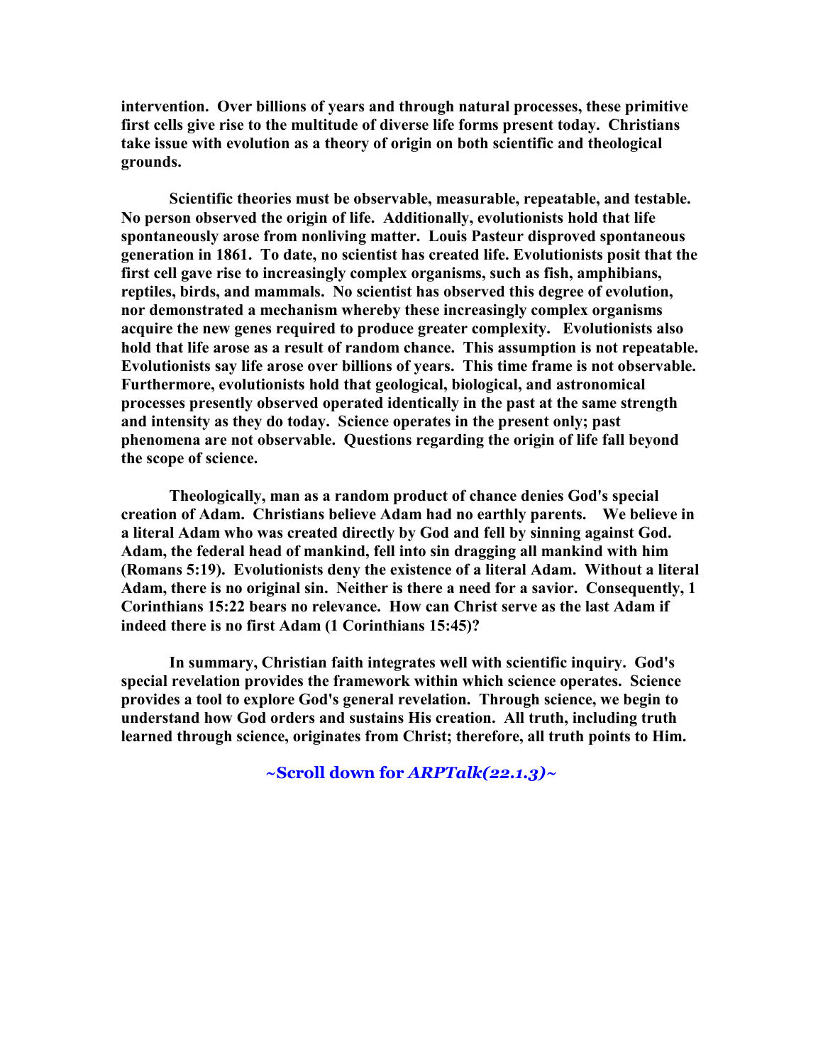**intervention. Over billions of years and through natural processes, these primitive first cells give rise to the multitude of diverse life forms present today. Christians take issue with evolution as a theory of origin on both scientific and theological grounds.**

**Scientific theories must be observable, measurable, repeatable, and testable. No person observed the origin of life. Additionally, evolutionists hold that life spontaneously arose from nonliving matter. Louis Pasteur disproved spontaneous generation in 1861. To date, no scientist has created life. Evolutionists posit that the first cell gave rise to increasingly complex organisms, such as fish, amphibians, reptiles, birds, and mammals. No scientist has observed this degree of evolution, nor demonstrated a mechanism whereby these increasingly complex organisms acquire the new genes required to produce greater complexity. Evolutionists also hold that life arose as a result of random chance. This assumption is not repeatable. Evolutionists say life arose over billions of years. This time frame is not observable. Furthermore, evolutionists hold that geological, biological, and astronomical processes presently observed operated identically in the past at the same strength and intensity as they do today. Science operates in the present only; past phenomena are not observable. Questions regarding the origin of life fall beyond the scope of science.**

**Theologically, man as a random product of chance denies God's special creation of Adam. Christians believe Adam had no earthly parents. We believe in a literal Adam who was created directly by God and fell by sinning against God. Adam, the federal head of mankind, fell into sin dragging all mankind with him (Romans 5:19). Evolutionists deny the existence of a literal Adam. Without a literal Adam, there is no original sin. Neither is there a need for a savior. Consequently, 1 Corinthians 15:22 bears no relevance. How can Christ serve as the last Adam if indeed there is no first Adam (1 Corinthians 15:45)?**

**In summary, Christian faith integrates well with scientific inquiry. God's special revelation provides the framework within which science operates. Science provides a tool to explore God's general revelation. Through science, we begin to understand how God orders and sustains His creation. All truth, including truth learned through science, originates from Christ; therefore, all truth points to Him.**

**~Scroll down for *ARPTalk(22.1.3)*~**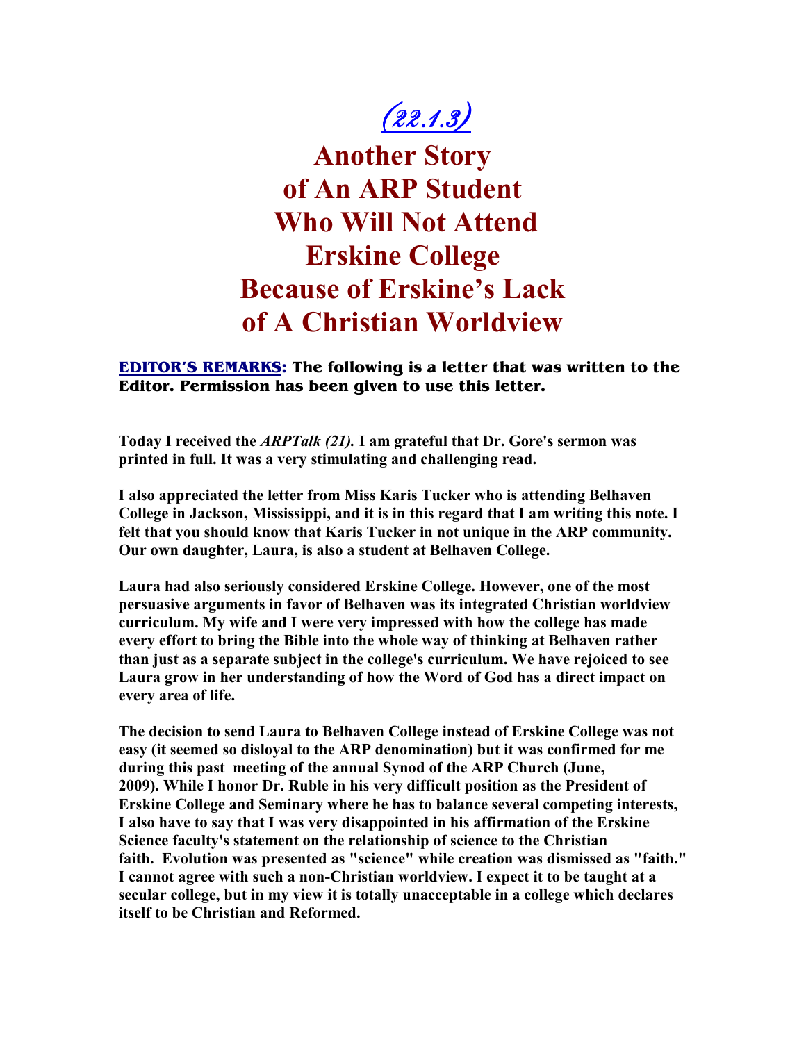# [(22.1.3)]

# Another Story of An ARP Student Who Will Not Attend Erskine College Because of Erskine's Lack of A Christian Worldview

**EDITOR'S REMARKS: The following is a letter that was written to the Editor. Permission has been given to use this letter.**

**Today I received the *ARPTalk (21).* I am grateful that Dr. Gore's sermon was printed in full. It was a very stimulating and challenging read.**

**I also appreciated the letter from Miss Karis Tucker who is attending Belhaven College in Jackson, Mississippi, and it is in this regard that I am writing this note. I felt that you should know that Karis Tucker in not unique in the ARP community. Our own daughter, Laura, is also a student at Belhaven College.**

**Laura had also seriously considered Erskine College. However, one of the most persuasive arguments in favor of Belhaven was its integrated Christian worldview curriculum. My wife and I were very impressed with how the college has made every effort to bring the Bible into the whole way of thinking at Belhaven rather than just as a separate subject in the college's curriculum. We have rejoiced to see Laura grow in her understanding of how the Word of God has a direct impact on every area of life.**

**The decision to send Laura to Belhaven College instead of Erskine College was not easy (it seemed so disloyal to the ARP denomination) but it was confirmed for me during this past meeting of the annual Synod of the ARP Church (June, 2009). While I honor Dr. Ruble in his very difficult position as the President of Erskine College and Seminary where he has to balance several competing interests, I also have to say that I was very disappointed in his affirmation of the Erskine Science faculty's statement on the relationship of science to the Christian faith. Evolution was presented as "science" while creation was dismissed as "faith." I cannot agree with such a non-Christian worldview. I expect it to be taught at a secular college, but in my view it is totally unacceptable in a college which declares itself to be Christian and Reformed.**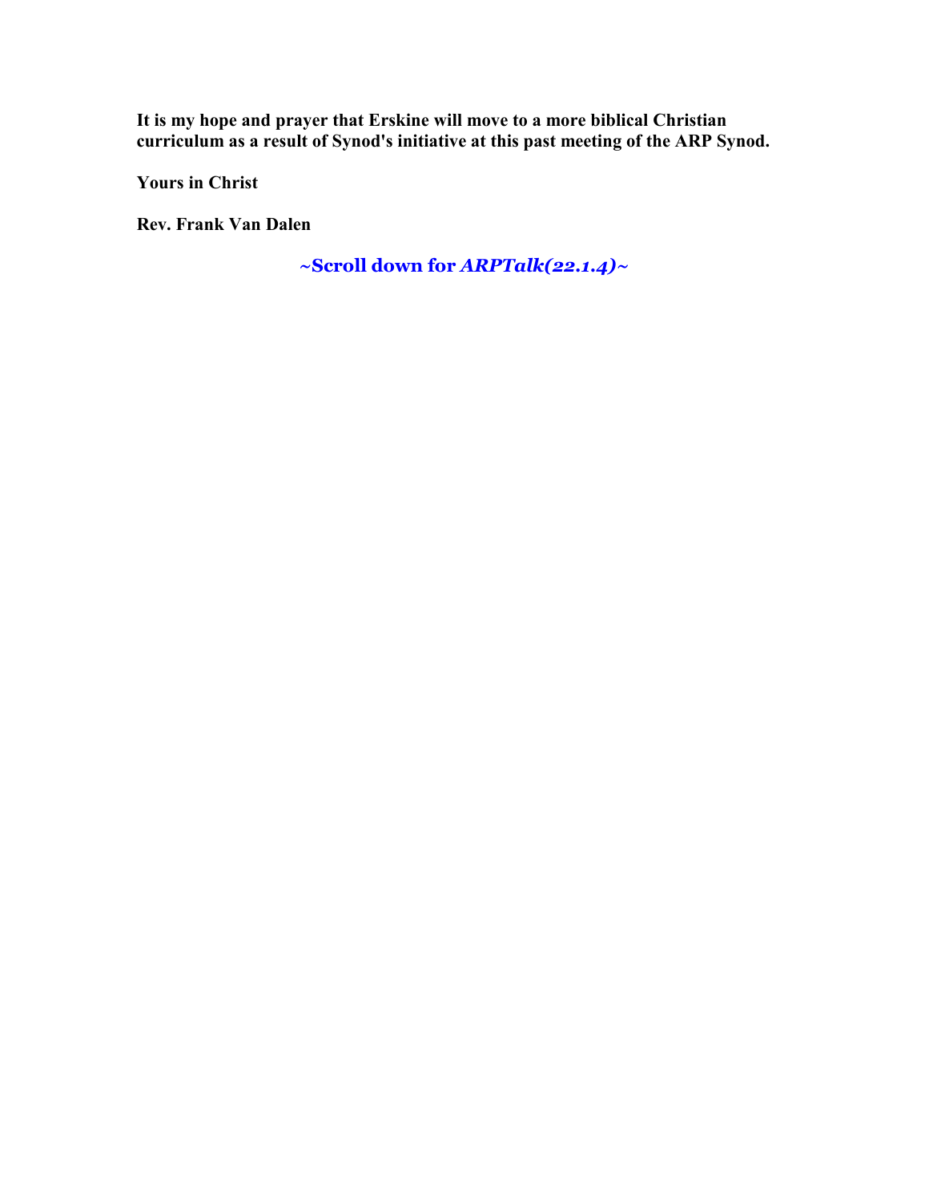**It is my hope and prayer that Erskine will move to a more biblical Christian curriculum as a result of Synod's initiative at this past meeting of the ARP Synod.**

**Yours in Christ**

**Rev. Frank Van Dalen**

**~Scroll down for *ARPTalk(22.1.4)*~**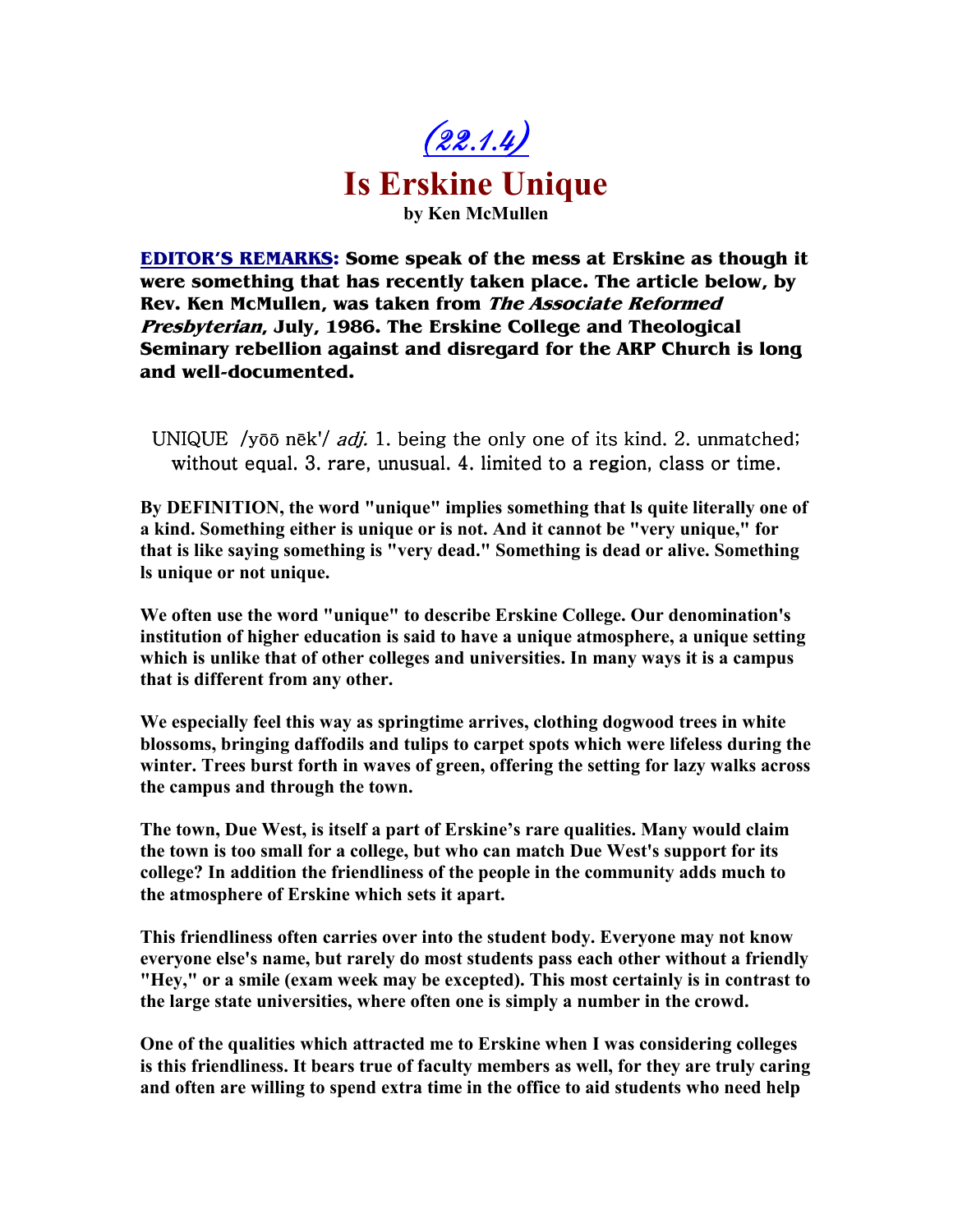# (22.1.4)

# Is Erskine Unique

**by Ken McMullen**

**EDITOR'S REMARKS: Some speak of the mess at Erskine as though it were something that has recently taken place. The article below, by Rev. Ken McMullen, was taken from *The Associate Reformed Presbyterian*, July, 1986. The Erskine College and Theological Seminary rebellion against and disregard for the ARP Church is long and well-documented.**

UNIQUE /yōō nēk'/ *adj.* 1. being the only one of its kind. 2. unmatched; without equal. 3. rare, unusual. 4. limited to a region, class or time.

**By DEFINITION, the word "unique" implies something that ls quite literally one of a kind. Something either is unique or is not. And it cannot be "very unique," for that is like saying something is "very dead." Something is dead or alive. Something ls unique or not unique.**

**We often use the word "unique" to describe Erskine College. Our denomination's institution of higher education is said to have a unique atmosphere, a unique setting which is unlike that of other colleges and universities. In many ways it is a campus that is different from any other.**

**We especially feel this way as springtime arrives, clothing dogwood trees in white blossoms, bringing daffodils and tulips to carpet spots which were lifeless during the winter. Trees burst forth in waves of green, offering the setting for lazy walks across the campus and through the town.**

**The town, Due West, is itself a part of Erskine's rare qualities. Many would claim the town is too small for a college, but who can match Due West's support for its college? In addition the friendliness of the people in the community adds much to the atmosphere of Erskine which sets it apart.**

**This friendliness often carries over into the student body. Everyone may not know everyone else's name, but rarely do most students pass each other without a friendly "Hey," or a smile (exam week may be excepted). This most certainly is in contrast to the large state universities, where often one is simply a number in the crowd.**

**One of the qualities which attracted me to Erskine when I was considering colleges is this friendliness. It bears true of faculty members as well, for they are truly caring and often are willing to spend extra time in the office to aid students who need help**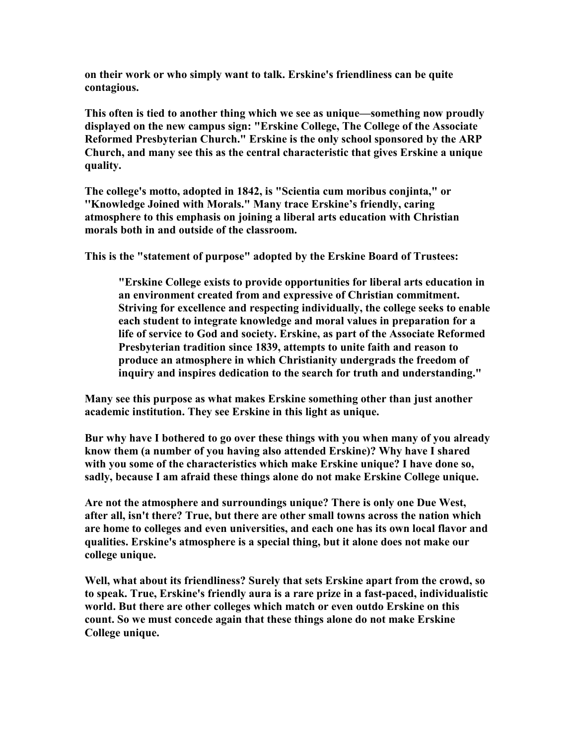**on their work or who simply want to talk. Erskine's friendliness can be quite contagious.**

**This often is tied to another thing which we see as unique—something now proudly displayed on the new campus sign: "Erskine College, The College of the Associate Reformed Presbyterian Church." Erskine is the only school sponsored by the ARP Church, and many see this as the central characteristic that gives Erskine a unique quality.**

**The college's motto, adopted in 1842, is "Scientia cum moribus conjinta," or "Knowledge Joined with Morals." Many trace Erskine's friendly, caring atmosphere to this emphasis on joining a liberal arts education with Christian morals both in and outside of the classroom.**

**This is the "statement of purpose" adopted by the Erskine Board of Trustees:**

> **"Erskine College exists to provide opportunities for liberal arts education in an environment created from and expressive of Christian commitment. Striving for excellence and respecting individually, the college seeks to enable each student to integrate knowledge and moral values in preparation for a life of service to God and society. Erskine, as part of the Associate Reformed Presbyterian tradition since 1839, attempts to unite faith and reason to produce an atmosphere in which Christianity undergrads the freedom of inquiry and inspires dedication to the search for truth and understanding."**

**Many see this purpose as what makes Erskine something other than just another academic institution. They see Erskine in this light as unique.**

**Bur why have I bothered to go over these things with you when many of you already know them (a number of you having also attended Erskine)? Why have I shared with you some of the characteristics which make Erskine unique? I have done so, sadly, because I am afraid these things alone do not make Erskine College unique.**

**Are not the atmosphere and surroundings unique? There is only one Due West, after all, isn't there? True, but there are other small towns across the nation which are home to colleges and even universities, and each one has its own local flavor and qualities. Erskine's atmosphere is a special thing, but it alone does not make our college unique.**

**Well, what about its friendliness? Surely that sets Erskine apart from the crowd, so to speak. True, Erskine's friendly aura is a rare prize in a fast-paced, individualistic world. But there are other colleges which match or even outdo Erskine on this count. So we must concede again that these things alone do not make Erskine College unique.**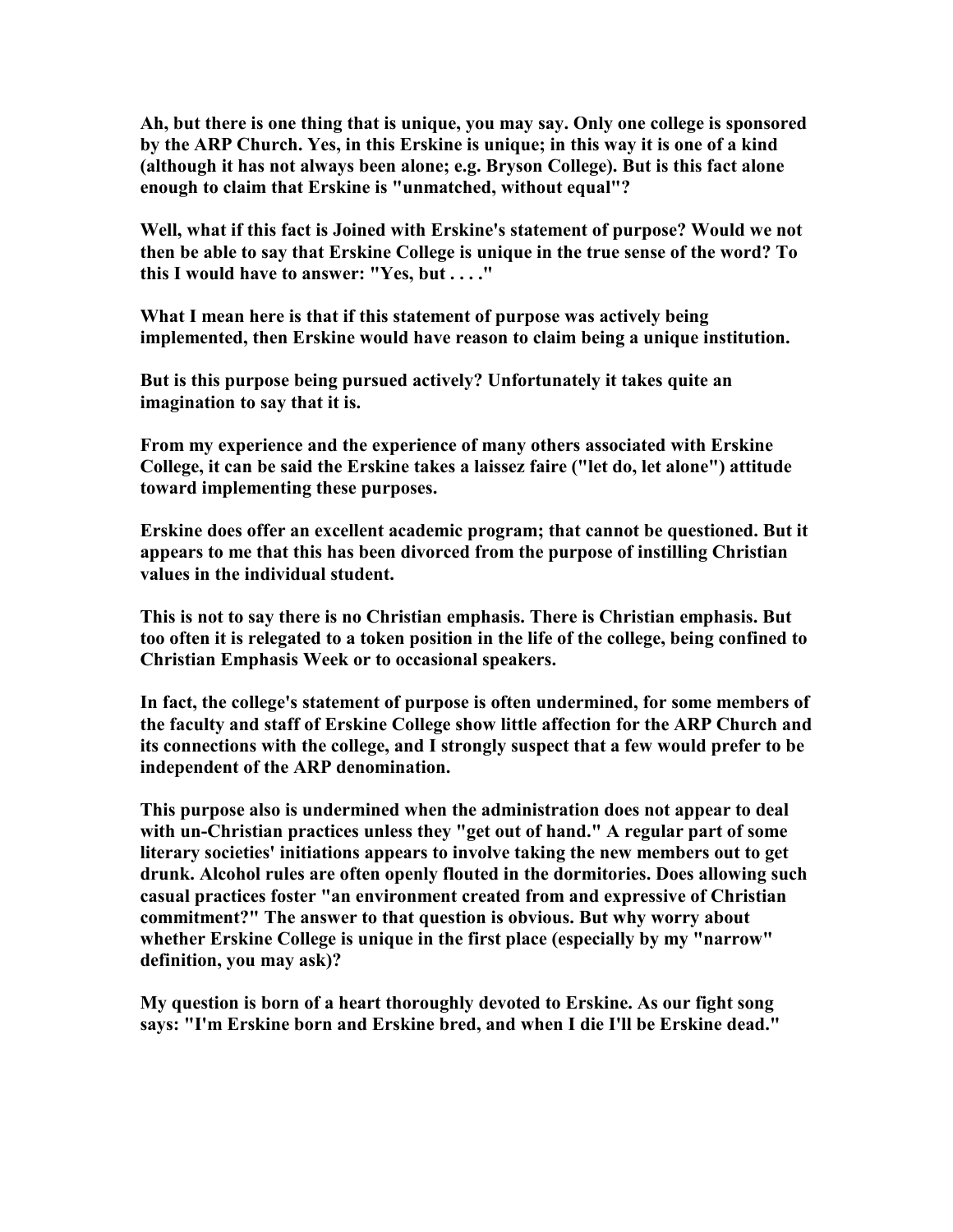Ah, but there is one thing that is unique, you may say. Only one college is sponsored by the ARP Church. Yes, in this Erskine is unique; in this way it is one of a kind (although it has not always been alone; e.g. Bryson College). But is this fact alone enough to claim that Erskine is "unmatched, without equal"?

Well, what if this fact is Joined with Erskine's statement of purpose? Would we not then be able to say that Erskine College is unique in the true sense of the word? To this I would have to answer: "Yes, but . . . ."

What I mean here is that if this statement of purpose was actively being implemented, then Erskine would have reason to claim being a unique institution.

But is this purpose being pursued actively? Unfortunately it takes quite an imagination to say that it is.

From my experience and the experience of many others associated with Erskine College, it can be said the Erskine takes a laissez faire ("let do, let alone") attitude toward implementing these purposes.

Erskine does offer an excellent academic program; that cannot be questioned. But it appears to me that this has been divorced from the purpose of instilling Christian values in the individual student.

This is not to say there is no Christian emphasis. There is Christian emphasis. But too often it is relegated to a token position in the life of the college, being confined to Christian Emphasis Week or to occasional speakers.

In fact, the college's statement of purpose is often undermined, for some members of the faculty and staff of Erskine College show little affection for the ARP Church and its connections with the college, and I strongly suspect that a few would prefer to be independent of the ARP denomination.

This purpose also is undermined when the administration does not appear to deal with un-Christian practices unless they "get out of hand." A regular part of some literary societies' initiations appears to involve taking the new members out to get drunk. Alcohol rules are often openly flouted in the dormitories. Does allowing such casual practices foster "an environment created from and expressive of Christian commitment?" The answer to that question is obvious. But why worry about whether Erskine College is unique in the first place (especially by my "narrow" definition, you may ask)?

My question is born of a heart thoroughly devoted to Erskine. As our fight song says: "I'm Erskine born and Erskine bred, and when I die I'll be Erskine dead."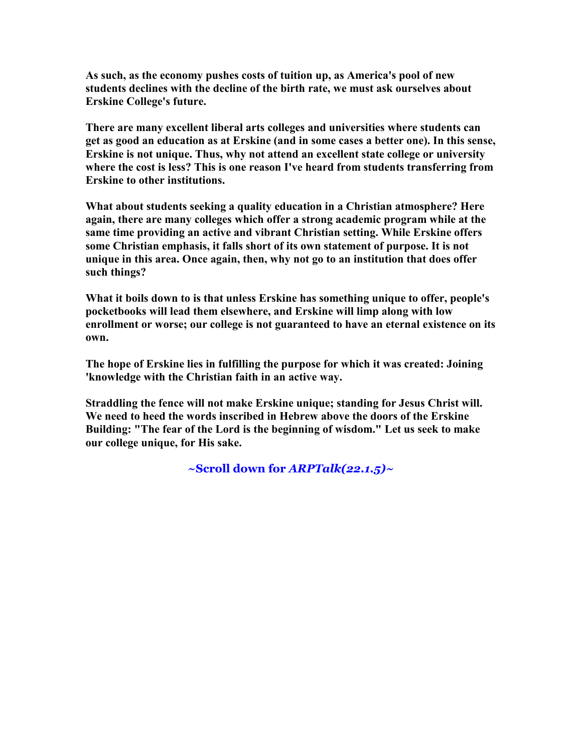**As such, as the economy pushes costs of tuition up, as America's pool of new students declines with the decline of the birth rate, we must ask ourselves about Erskine College's future.**

**There are many excellent liberal arts colleges and universities where students can get as good an education as at Erskine (and in some cases a better one). In this sense, Erskine is not unique. Thus, why not attend an excellent state college or university where the cost is less? This is one reason I've heard from students transferring from Erskine to other institutions.**

**What about students seeking a quality education in a Christian atmosphere? Here again, there are many colleges which offer a strong academic program while at the same time providing an active and vibrant Christian setting. While Erskine offers some Christian emphasis, it falls short of its own statement of purpose. It is not unique in this area. Once again, then, why not go to an institution that does offer such things?**

**What it boils down to is that unless Erskine has something unique to offer, people's pocketbooks will lead them elsewhere, and Erskine will limp along with low enrollment or worse; our college is not guaranteed to have an eternal existence on its own.**

**The hope of Erskine lies in fulfilling the purpose for which it was created: Joining 'knowledge with the Christian faith in an active way.**

**Straddling the fence will not make Erskine unique; standing for Jesus Christ will. We need to heed the words inscribed in Hebrew above the doors of the Erskine Building: "The fear of the Lord is the beginning of wisdom." Let us seek to make our college unique, for His sake.**

**~Scroll down for *ARPTalk(22.1.5)*~**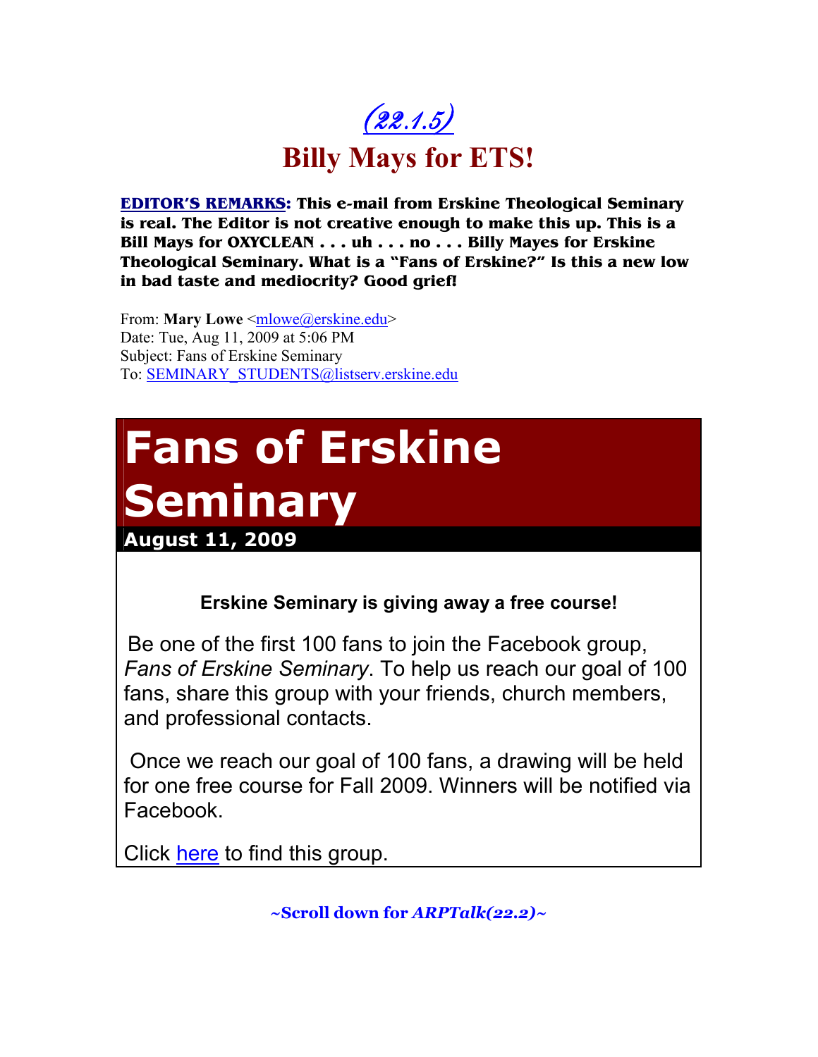# (22.1.5)

# Billy Mays for ETS!

**EDITOR'S REMARKS: This e-mail from Erskine Theological Seminary is real. The Editor is not creative enough to make this up. This is a Bill Mays for OXYCLEAN . . . uh . . . no . . . Billy Mayes for Erskine Theological Seminary. What is a "Fans of Erskine?" Is this a new low in bad taste and mediocrity? Good grief!**

From: **Mary Lowe** <mlowe@erskine.edu>
Date: Tue, Aug 11, 2009 at 5:06 PM
Subject: Fans of Erskine Seminary
To: SEMINARY_STUDENTS@listserv.erskine.edu

## Fans of Erskine Seminary

**August 11, 2009**

**Erskine Seminary is giving away a free course!**

Be one of the first 100 fans to join the Facebook group, *Fans of Erskine Seminary*. To help us reach our goal of 100 fans, share this group with your friends, church members, and professional contacts.

Once we reach our goal of 100 fans, a drawing will be held for one free course for Fall 2009. Winners will be notified via Facebook.

Click here to find this group.

**~Scroll down for *ARPTalk(22.2)*~**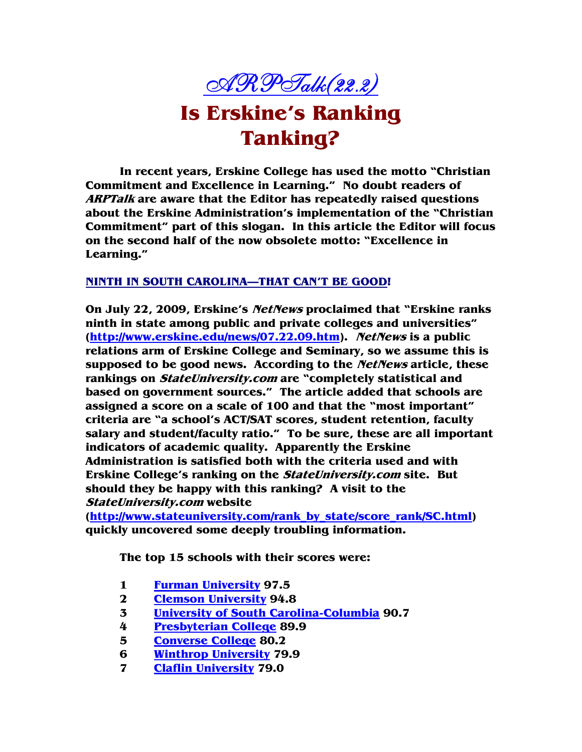# ARPTalk(22.2)

# Is Erskine's Ranking Tanking?

In recent years, Erskine College has used the motto "Christian Commitment and Excellence in Learning." No doubt readers of *ARPTalk* are aware that the Editor has repeatedly raised questions about the Erskine Administration's implementation of the "Christian Commitment" part of this slogan. In this article the Editor will focus on the second half of the now obsolete motto: "Excellence in Learning."

## NINTH IN SOUTH CAROLINA—THAT CAN'T BE GOOD!

On July 22, 2009, Erskine's *NetNews* proclaimed that "Erskine ranks ninth in state among public and private colleges and universities" (http://www.erskine.edu/news/07.22.09.htm). *NetNews* is a public relations arm of Erskine College and Seminary, so we assume this is supposed to be good news. According to the *NetNews* article, these rankings on *StateUniversity.com* are "completely statistical and based on government sources." The article added that schools are assigned a score on a scale of 100 and that the "most important" criteria are "a school's ACT/SAT scores, student retention, faculty salary and student/faculty ratio." To be sure, these are all important indicators of academic quality. Apparently the Erskine Administration is satisfied both with the criteria used and with Erskine College's ranking on the *StateUniversity.com* site. But should they be happy with this ranking? A visit to the *StateUniversity.com* website (http://www.stateuniversity.com/rank_by_state/score_rank/SC.html) quickly uncovered some deeply troubling information.

The top 15 schools with their scores were:

1 Furman University 97.5
2 Clemson University 94.8
3 University of South Carolina-Columbia 90.7
4 Presbyterian College 89.9
5 Converse College 80.2
6 Winthrop University 79.9
7 Claflin University 79.0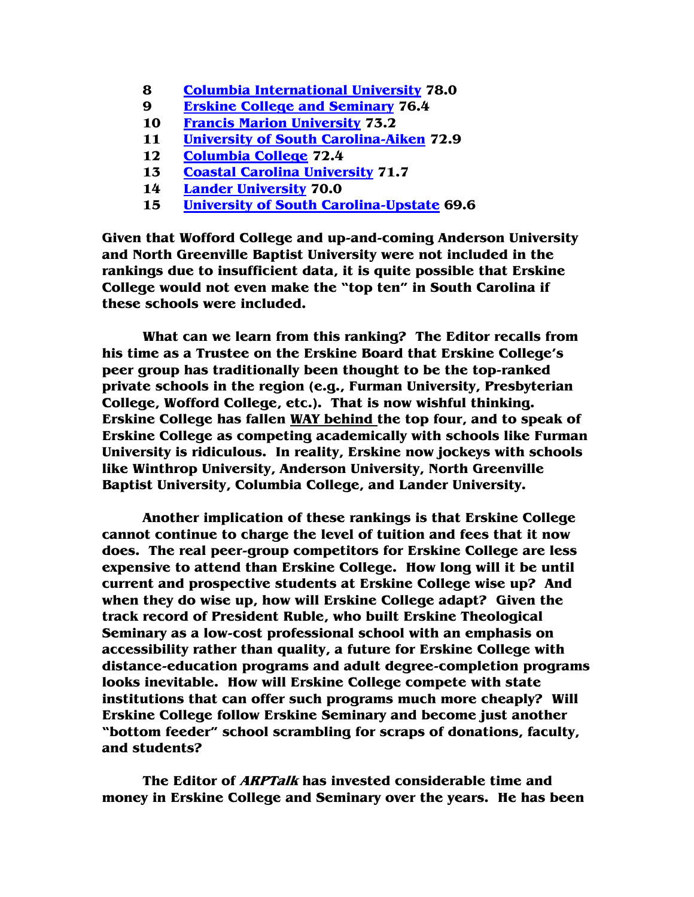8 **[Columbia International University](#) 78.0**
9 **[Erskine College and Seminary](#) 76.4**
10 **[Francis Marion University](#) 73.2**
11 **[University of South Carolina-Aiken](#) 72.9**
12 **[Columbia College](#) 72.4**
13 **[Coastal Carolina University](#) 71.7**
14 **[Lander University](#) 70.0**
15 **[University of South Carolina-Upstate](#) 69.6**

**Given that Wofford College and up-and-coming Anderson University and North Greenville Baptist University were not included in the rankings due to insufficient data, it is quite possible that Erskine College would not even make the "top ten" in South Carolina if these schools were included.**

**What can we learn from this ranking? The Editor recalls from his time as a Trustee on the Erskine Board that Erskine College's peer group has traditionally been thought to be the top-ranked private schools in the region (e.g., Furman University, Presbyterian College, Wofford College, etc.). That is now wishful thinking. Erskine College has fallen <u>WAY behind</u> the top four, and to speak of Erskine College as competing academically with schools like Furman University is ridiculous. In reality, Erskine now jockeys with schools like Winthrop University, Anderson University, North Greenville Baptist University, Columbia College, and Lander University.**

**Another implication of these rankings is that Erskine College cannot continue to charge the level of tuition and fees that it now does. The real peer-group competitors for Erskine College are less expensive to attend than Erskine College. How long will it be until current and prospective students at Erskine College wise up? And when they do wise up, how will Erskine College adapt? Given the track record of President Ruble, who built Erskine Theological Seminary as a low-cost professional school with an emphasis on accessibility rather than quality, a future for Erskine College with distance-education programs and adult degree-completion programs looks inevitable. How will Erskine College compete with state institutions that can offer such programs much more cheaply? Will Erskine College follow Erskine Seminary and become just another "bottom feeder" school scrambling for scraps of donations, faculty, and students?**

**The Editor of *ARPTalk* has invested considerable time and money in Erskine College and Seminary over the years. He has been**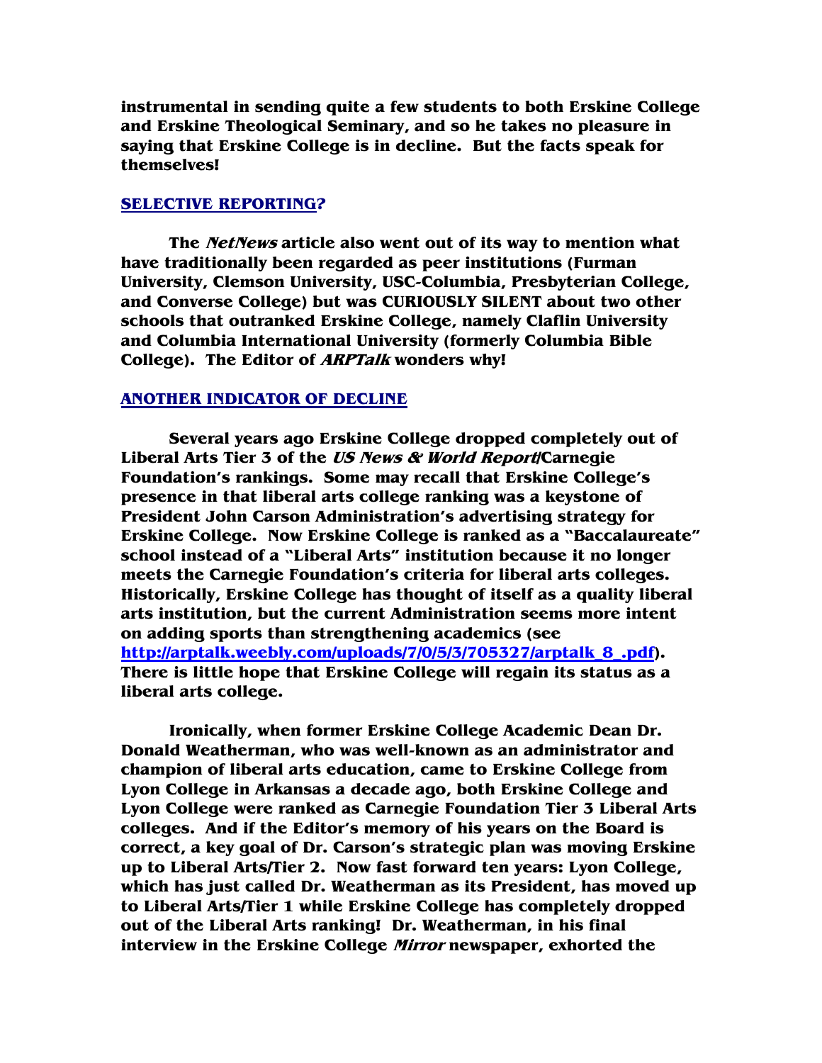**instrumental in sending quite a few students to both Erskine College and Erskine Theological Seminary, and so he takes no pleasure in saying that Erskine College is in decline. But the facts speak for themselves!**

**SELECTIVE REPORTING?**

**The *NetNews* article also went out of its way to mention what have traditionally been regarded as peer institutions (Furman University, Clemson University, USC-Columbia, Presbyterian College, and Converse College) but was CURIOUSLY SILENT about two other schools that outranked Erskine College, namely Claflin University and Columbia International University (formerly Columbia Bible College). The Editor of *ARPTalk* wonders why!**

**ANOTHER INDICATOR OF DECLINE**

**Several years ago Erskine College dropped completely out of Liberal Arts Tier 3 of the *US News & World Report*/Carnegie Foundation's rankings. Some may recall that Erskine College's presence in that liberal arts college ranking was a keystone of President John Carson Administration's advertising strategy for Erskine College. Now Erskine College is ranked as a "Baccalaureate" school instead of a "Liberal Arts" institution because it no longer meets the Carnegie Foundation's criteria for liberal arts colleges. Historically, Erskine College has thought of itself as a quality liberal arts institution, but the current Administration seems more intent on adding sports than strengthening academics (see [http://arptalk.weebly.com/uploads/7/0/5/3/705327/arptalk_8_.pdf](http://arptalk.weebly.com/uploads/7/0/5/3/705327/arptalk_8_.pdf)). There is little hope that Erskine College will regain its status as a liberal arts college.**

**Ironically, when former Erskine College Academic Dean Dr. Donald Weatherman, who was well-known as an administrator and champion of liberal arts education, came to Erskine College from Lyon College in Arkansas a decade ago, both Erskine College and Lyon College were ranked as Carnegie Foundation Tier 3 Liberal Arts colleges. And if the Editor's memory of his years on the Board is correct, a key goal of Dr. Carson's strategic plan was moving Erskine up to Liberal Arts/Tier 2. Now fast forward ten years: Lyon College, which has just called Dr. Weatherman as its President, has moved up to Liberal Arts/Tier 1 while Erskine College has completely dropped out of the Liberal Arts ranking! Dr. Weatherman, in his final interview in the Erskine College *Mirror* newspaper, exhorted the**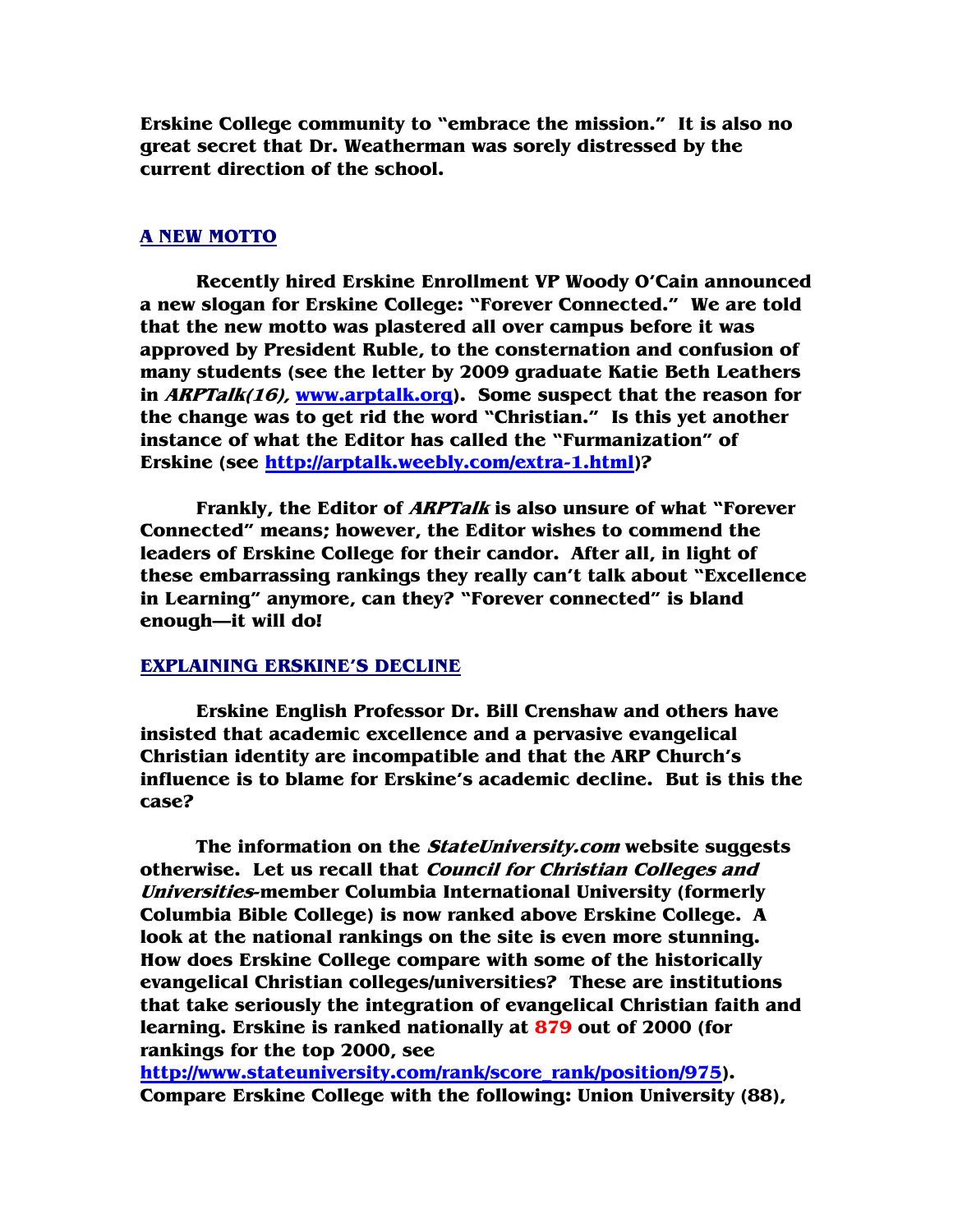**Erskine College community to "embrace the mission." It is also no great secret that Dr. Weatherman was sorely distressed by the current direction of the school.**

## A NEW MOTTO

**Recently hired Erskine Enrollment VP Woody O'Cain announced a new slogan for Erskine College: "Forever Connected." We are told that the new motto was plastered all over campus before it was approved by President Ruble, to the consternation and confusion of many students (see the letter by 2009 graduate Katie Beth Leathers in *ARPTalk(16),* [www.arptalk.org](http://www.arptalk.org)). Some suspect that the reason for the change was to get rid the word "Christian." Is this yet another instance of what the Editor has called the "Furmanization" of Erskine (see [http://arptalk.weebly.com/extra-1.html](http://arptalk.weebly.com/extra-1.html))?**

**Frankly, the Editor of *ARPTalk* is also unsure of what "Forever Connected" means; however, the Editor wishes to commend the leaders of Erskine College for their candor. After all, in light of these embarrassing rankings they really can't talk about "Excellence in Learning" anymore, can they? "Forever connected" is bland enough—it will do!**

## EXPLAINING ERSKINE'S DECLINE

**Erskine English Professor Dr. Bill Crenshaw and others have insisted that academic excellence and a pervasive evangelical Christian identity are incompatible and that the ARP Church's influence is to blame for Erskine's academic decline. But is this the case?**

**The information on the *StateUniversity.com* website suggests otherwise. Let us recall that *Council for Christian Colleges and Universities*-member Columbia International University (formerly Columbia Bible College) is now ranked above Erskine College. A look at the national rankings on the site is even more stunning. How does Erskine College compare with some of the historically evangelical Christian colleges/universities? These are institutions that take seriously the integration of evangelical Christian faith and learning. Erskine is ranked nationally at 879 out of 2000 (for rankings for the top 2000, see [http://www.stateuniversity.com/rank/score_rank/position/975](http://www.stateuniversity.com/rank/score_rank/position/975)). Compare Erskine College with the following: Union University (88),**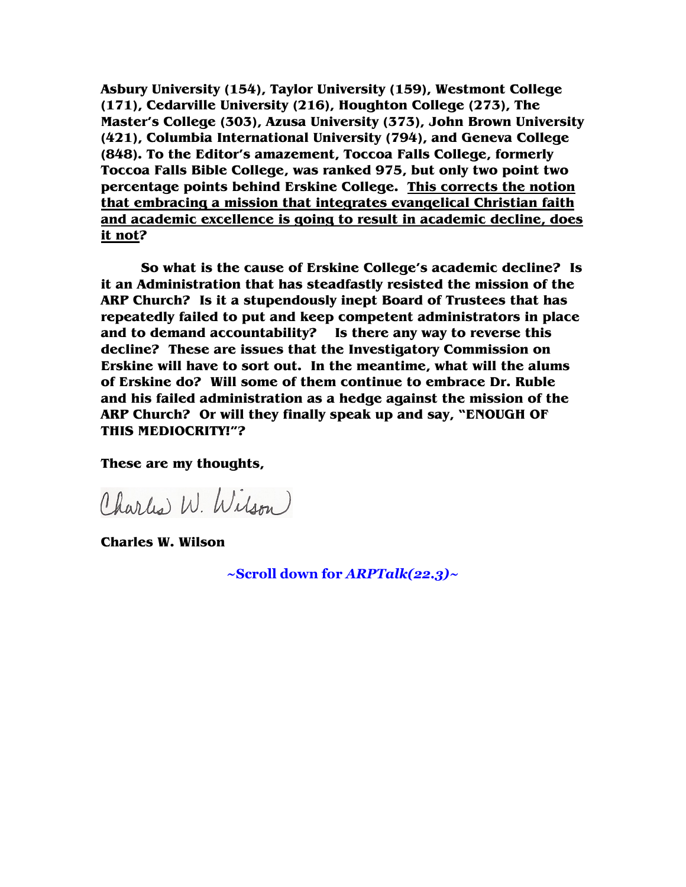**Asbury University (154), Taylor University (159), Westmont College (171), Cedarville University (216), Houghton College (273), The Master's College (303), Azusa University (373), John Brown University (421), Columbia International University (794), and Geneva College (848). To the Editor's amazement, Toccoa Falls College, formerly Toccoa Falls Bible College, was ranked 975, but only two point two percentage points behind Erskine College. <u>This corrects the notion that embracing a mission that integrates evangelical Christian faith and academic excellence is going to result in academic decline, does it not</u>?**

**So what is the cause of Erskine College's academic decline? Is it an Administration that has steadfastly resisted the mission of the ARP Church? Is it a stupendously inept Board of Trustees that has repeatedly failed to put and keep competent administrators in place and to demand accountability? Is there any way to reverse this decline? These are issues that the Investigatory Commission on Erskine will have to sort out. In the meantime, what will the alums of Erskine do? Will some of them continue to embrace Dr. Ruble and his failed administration as a hedge against the mission of the ARP Church? Or will they finally speak up and say, "ENOUGH OF THIS MEDIOCRITY!"?**

**These are my thoughts,**

Charles W. Wilson

**Charles W. Wilson**

**~Scroll down for *ARPTalk(22.3)*~**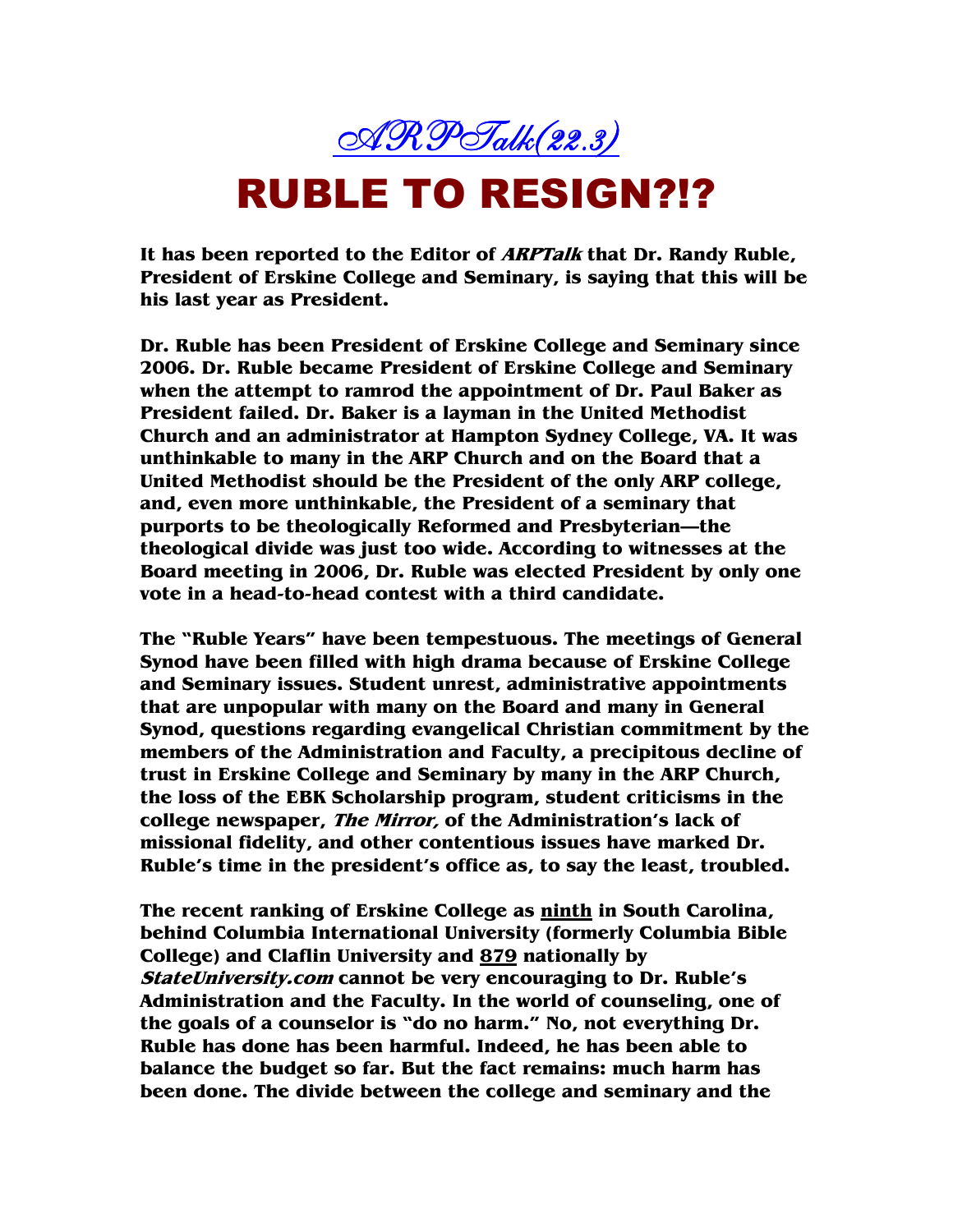ARPTalk(22.3)

# RUBLE TO RESIGN?!?

**It has been reported to the Editor of *ARPTalk* that Dr. Randy Ruble, President of Erskine College and Seminary, is saying that this will be his last year as President.**

**Dr. Ruble has been President of Erskine College and Seminary since 2006. Dr. Ruble became President of Erskine College and Seminary when the attempt to ramrod the appointment of Dr. Paul Baker as President failed. Dr. Baker is a layman in the United Methodist Church and an administrator at Hampton Sydney College, VA. It was unthinkable to many in the ARP Church and on the Board that a United Methodist should be the President of the only ARP college, and, even more unthinkable, the President of a seminary that purports to be theologically Reformed and Presbyterian—the theological divide was just too wide. According to witnesses at the Board meeting in 2006, Dr. Ruble was elected President by only one vote in a head-to-head contest with a third candidate.**

**The "Ruble Years" have been tempestuous. The meetings of General Synod have been filled with high drama because of Erskine College and Seminary issues. Student unrest, administrative appointments that are unpopular with many on the Board and many in General Synod, questions regarding evangelical Christian commitment by the members of the Administration and Faculty, a precipitous decline of trust in Erskine College and Seminary by many in the ARP Church, the loss of the EBK Scholarship program, student criticisms in the college newspaper, *The Mirror,* of the Administration's lack of missional fidelity, and other contentious issues have marked Dr. Ruble's time in the president's office as, to say the least, troubled.**

**The recent ranking of Erskine College as <u>ninth</u> in South Carolina, behind Columbia International University (formerly Columbia Bible College) and Claflin University and <u>879</u> nationally by *StateUniversity.com* cannot be very encouraging to Dr. Ruble's Administration and the Faculty. In the world of counseling, one of the goals of a counselor is "do no harm." No, not everything Dr. Ruble has done has been harmful. Indeed, he has been able to balance the budget so far. But the fact remains: much harm has been done. The divide between the college and seminary and the**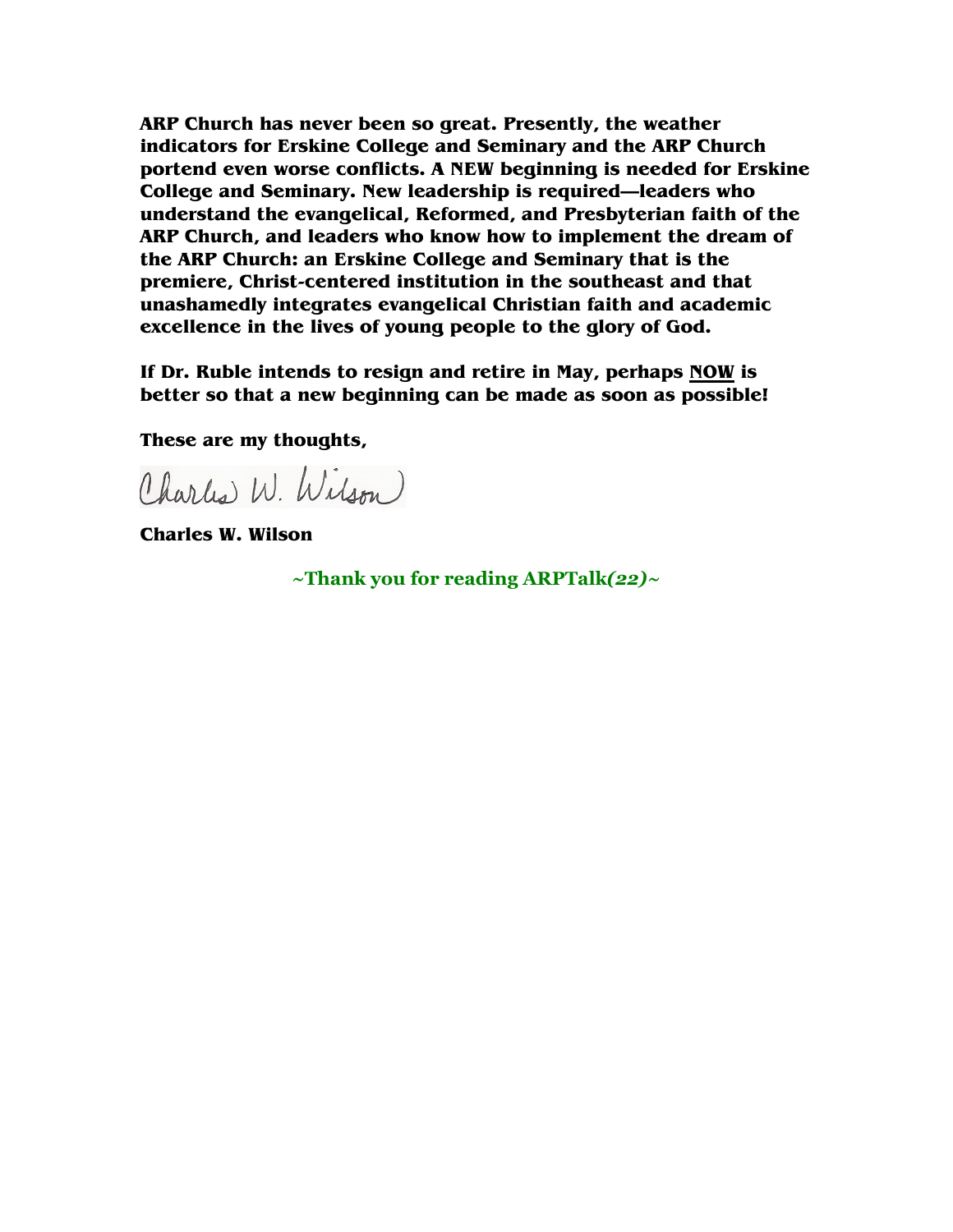**ARP Church has never been so great. Presently, the weather indicators for Erskine College and Seminary and the ARP Church portend even worse conflicts. A NEW beginning is needed for Erskine College and Seminary. New leadership is required—leaders who understand the evangelical, Reformed, and Presbyterian faith of the ARP Church, and leaders who know how to implement the dream of the ARP Church: an Erskine College and Seminary that is the premiere, Christ-centered institution in the southeast and that unashamedly integrates evangelical Christian faith and academic excellence in the lives of young people to the glory of God.**

**If Dr. Ruble intends to resign and retire in May, perhaps <u>NOW</u> is better so that a new beginning can be made as soon as possible!**

**These are my thoughts,**

Charles W. Wilson

**Charles W. Wilson**

**~Thank you for reading ARPTalk*(22)*~**